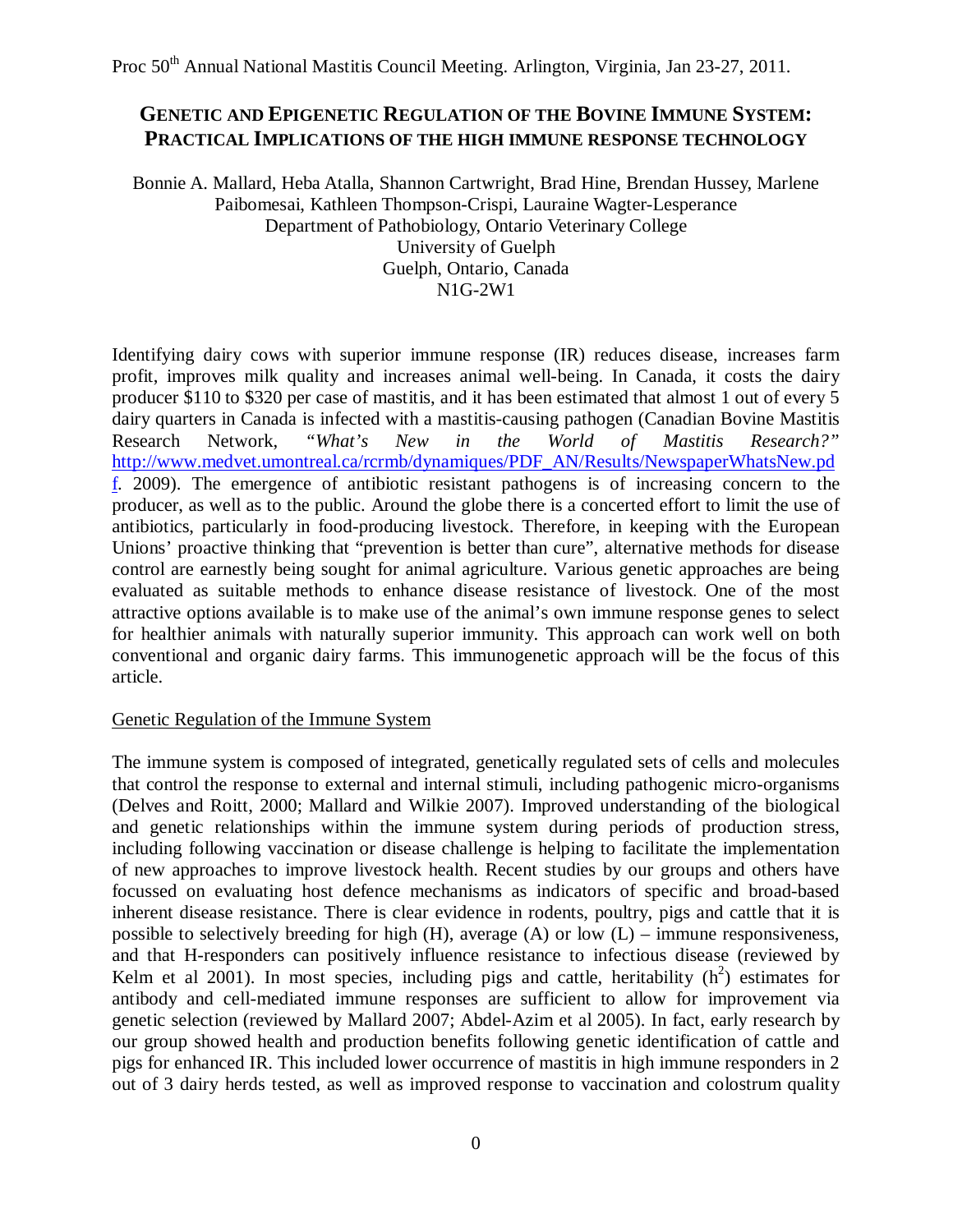Proc 50th Annual National Mastitis Council Meeting. Arlington, Virginia, Jan 23-27, 2011.

# GENETIC AND EPIGENETIC REGULATION OF THE BOVINE IMMUNE SYSTEM: PRACTICAL IMPLICATIONS OF THE HIGH IMMUNE RESPONSE TECHNOLOGY

Bonnie A. Mallard, Heba Atalla, Shannon Cartwright, Brad Hine, Brendan Hussey, Marlene Paibomesai, Kathleen Thompson-Crispi, Lauraine Wagter-Lesperance
Department of Pathobiology, Ontario Veterinary College
University of Guelph
Guelph, Ontario, Canada
N1G-2W1

Identifying dairy cows with superior immune response (IR) reduces disease, increases farm profit, improves milk quality and increases animal well-being. In Canada, it costs the dairy producer $110 to $320 per case of mastitis, and it has been estimated that almost 1 out of every 5 dairy quarters in Canada is infected with a mastitis-causing pathogen (Canadian Bovine Mastitis Research Network, *"What's New in the World of Mastitis Research?"* http://www.medvet.umontreal.ca/rcrmb/dynamiques/PDF_AN/Results/NewspaperWhatsNew.pdf. 2009). The emergence of antibiotic resistant pathogens is of increasing concern to the producer, as well as to the public. Around the globe there is a concerted effort to limit the use of antibiotics, particularly in food-producing livestock. Therefore, in keeping with the European Unions' proactive thinking that "prevention is better than cure", alternative methods for disease control are earnestly being sought for animal agriculture. Various genetic approaches are being evaluated as suitable methods to enhance disease resistance of livestock. One of the most attractive options available is to make use of the animal's own immune response genes to select for healthier animals with naturally superior immunity. This approach can work well on both conventional and organic dairy farms. This immunogenetic approach will be the focus of this article.

## Genetic Regulation of the Immune System

The immune system is composed of integrated, genetically regulated sets of cells and molecules that control the response to external and internal stimuli, including pathogenic micro-organisms (Delves and Roitt, 2000; Mallard and Wilkie 2007). Improved understanding of the biological and genetic relationships within the immune system during periods of production stress, including following vaccination or disease challenge is helping to facilitate the implementation of new approaches to improve livestock health. Recent studies by our groups and others have focussed on evaluating host defence mechanisms as indicators of specific and broad-based inherent disease resistance. There is clear evidence in rodents, poultry, pigs and cattle that it is possible to selectively breeding for high (H), average (A) or low (L) – immune responsiveness, and that H-responders can positively influence resistance to infectious disease (reviewed by Kelm et al 2001). In most species, including pigs and cattle, heritability ($h^2$) estimates for antibody and cell-mediated immune responses are sufficient to allow for improvement via genetic selection (reviewed by Mallard 2007; Abdel-Azim et al 2005). In fact, early research by our group showed health and production benefits following genetic identification of cattle and pigs for enhanced IR. This included lower occurrence of mastitis in high immune responders in 2 out of 3 dairy herds tested, as well as improved response to vaccination and colostrum quality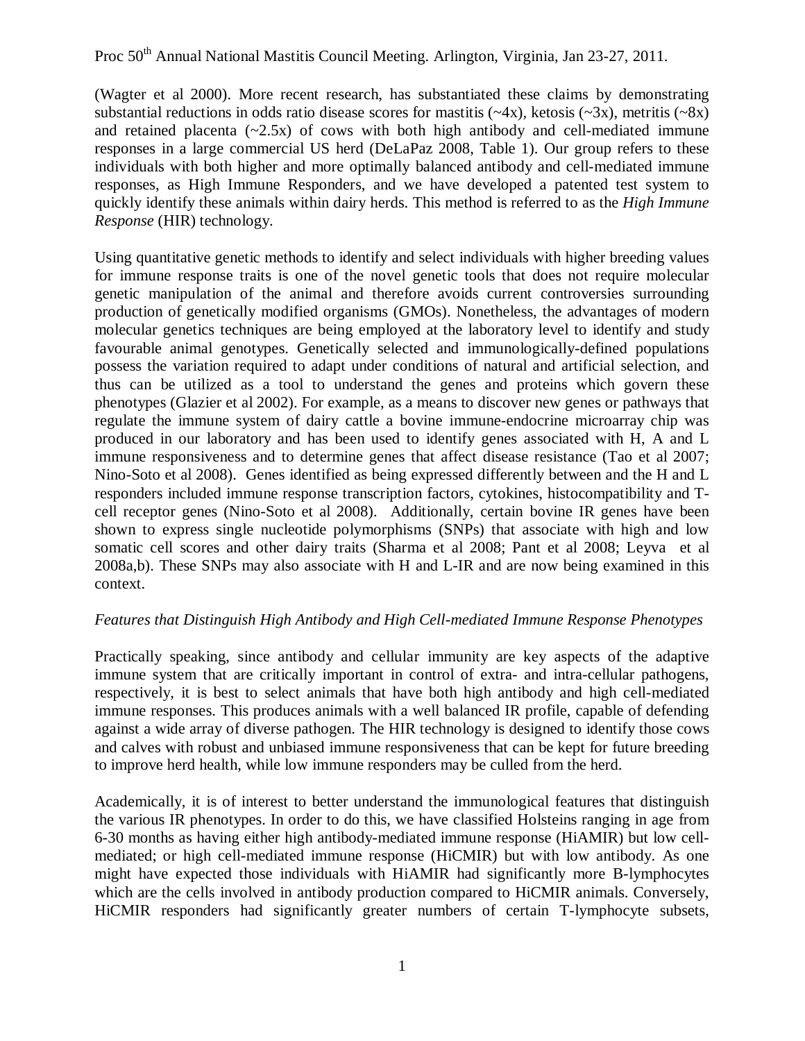(Wagter et al 2000). More recent research, has substantiated these claims by demonstrating substantial reductions in odds ratio disease scores for mastitis (~4x), ketosis (~3x), metritis (~8x) and retained placenta (~2.5x) of cows with both high antibody and cell-mediated immune responses in a large commercial US herd (DeLaPaz 2008, Table 1). Our group refers to these individuals with both higher and more optimally balanced antibody and cell-mediated immune responses, as High Immune Responders, and we have developed a patented test system to quickly identify these animals within dairy herds. This method is referred to as the *High Immune Response* (HIR) technology.

Using quantitative genetic methods to identify and select individuals with higher breeding values for immune response traits is one of the novel genetic tools that does not require molecular genetic manipulation of the animal and therefore avoids current controversies surrounding production of genetically modified organisms (GMOs). Nonetheless, the advantages of modern molecular genetics techniques are being employed at the laboratory level to identify and study favourable animal genotypes. Genetically selected and immunologically-defined populations possess the variation required to adapt under conditions of natural and artificial selection, and thus can be utilized as a tool to understand the genes and proteins which govern these phenotypes (Glazier et al 2002). For example, as a means to discover new genes or pathways that regulate the immune system of dairy cattle a bovine immune-endocrine microarray chip was produced in our laboratory and has been used to identify genes associated with H, A and L immune responsiveness and to determine genes that affect disease resistance (Tao et al 2007; Nino-Soto et al 2008). Genes identified as being expressed differently between and the H and L responders included immune response transcription factors, cytokines, histocompatibility and T-cell receptor genes (Nino-Soto et al 2008). Additionally, certain bovine IR genes have been shown to express single nucleotide polymorphisms (SNPs) that associate with high and low somatic cell scores and other dairy traits (Sharma et al 2008; Pant et al 2008; Leyva et al 2008a,b). These SNPs may also associate with H and L-IR and are now being examined in this context.

*Features that Distinguish High Antibody and High Cell-mediated Immune Response Phenotypes*

Practically speaking, since antibody and cellular immunity are key aspects of the adaptive immune system that are critically important in control of extra- and intra-cellular pathogens, respectively, it is best to select animals that have both high antibody and high cell-mediated immune responses. This produces animals with a well balanced IR profile, capable of defending against a wide array of diverse pathogen. The HIR technology is designed to identify those cows and calves with robust and unbiased immune responsiveness that can be kept for future breeding to improve herd health, while low immune responders may be culled from the herd.

Academically, it is of interest to better understand the immunological features that distinguish the various IR phenotypes. In order to do this, we have classified Holsteins ranging in age from 6-30 months as having either high antibody-mediated immune response (HiAMIR) but low cell-mediated; or high cell-mediated immune response (HiCMIR) but with low antibody. As one might have expected those individuals with HiAMIR had significantly more B-lymphocytes which are the cells involved in antibody production compared to HiCMIR animals. Conversely, HiCMIR responders had significantly greater numbers of certain T-lymphocyte subsets,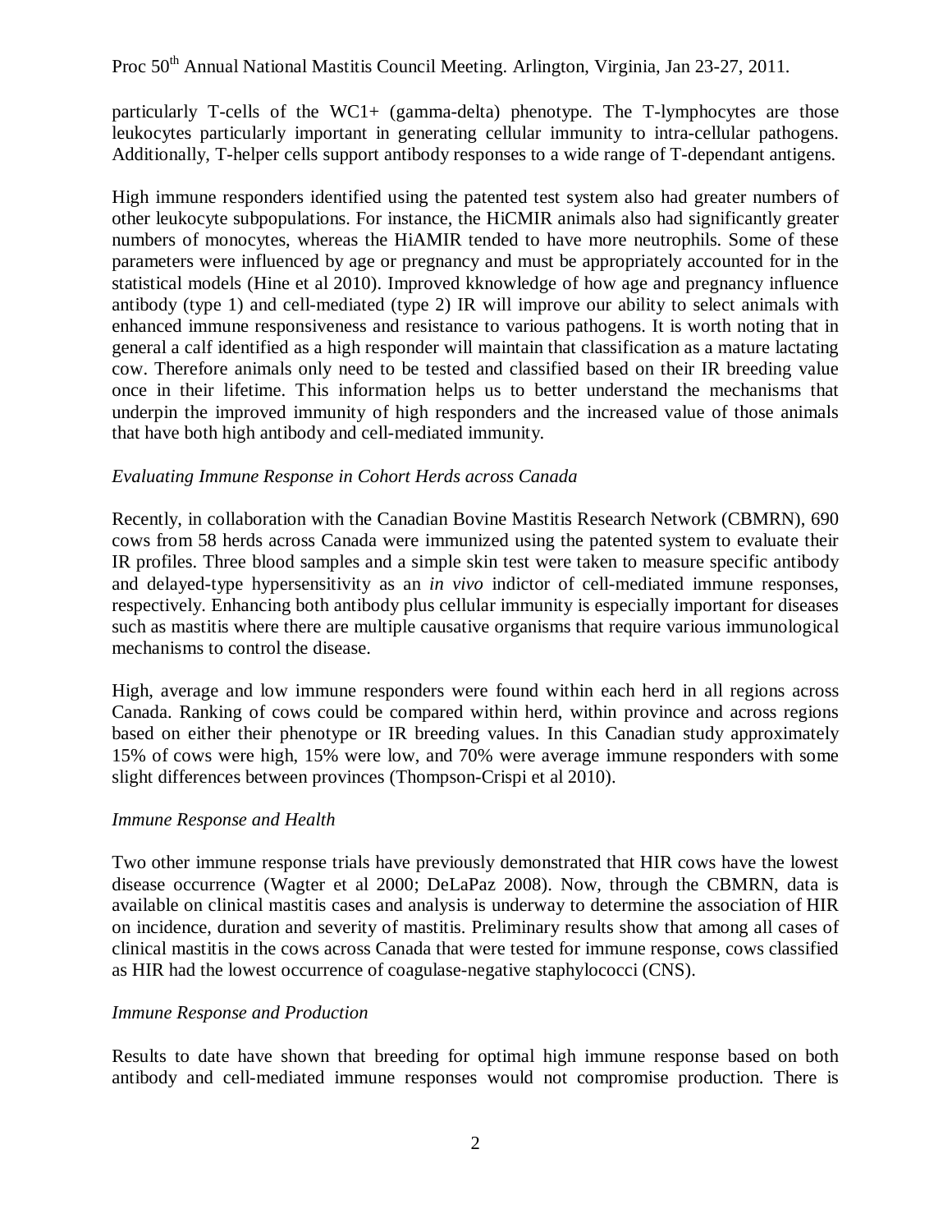particularly T-cells of the WC1+ (gamma-delta) phenotype. The T-lymphocytes are those leukocytes particularly important in generating cellular immunity to intra-cellular pathogens. Additionally, T-helper cells support antibody responses to a wide range of T-dependant antigens.

High immune responders identified using the patented test system also had greater numbers of other leukocyte subpopulations. For instance, the HiCMIR animals also had significantly greater numbers of monocytes, whereas the HiAMIR tended to have more neutrophils. Some of these parameters were influenced by age or pregnancy and must be appropriately accounted for in the statistical models (Hine et al 2010). Improved kknowledge of how age and pregnancy influence antibody (type 1) and cell-mediated (type 2) IR will improve our ability to select animals with enhanced immune responsiveness and resistance to various pathogens. It is worth noting that in general a calf identified as a high responder will maintain that classification as a mature lactating cow. Therefore animals only need to be tested and classified based on their IR breeding value once in their lifetime. This information helps us to better understand the mechanisms that underpin the improved immunity of high responders and the increased value of those animals that have both high antibody and cell-mediated immunity.

*Evaluating Immune Response in Cohort Herds across Canada*

Recently, in collaboration with the Canadian Bovine Mastitis Research Network (CBMRN), 690 cows from 58 herds across Canada were immunized using the patented system to evaluate their IR profiles. Three blood samples and a simple skin test were taken to measure specific antibody and delayed-type hypersensitivity as an *in vivo* indictor of cell-mediated immune responses, respectively. Enhancing both antibody plus cellular immunity is especially important for diseases such as mastitis where there are multiple causative organisms that require various immunological mechanisms to control the disease.

High, average and low immune responders were found within each herd in all regions across Canada. Ranking of cows could be compared within herd, within province and across regions based on either their phenotype or IR breeding values. In this Canadian study approximately 15% of cows were high, 15% were low, and 70% were average immune responders with some slight differences between provinces (Thompson-Crispi et al 2010).

*Immune Response and Health*

Two other immune response trials have previously demonstrated that HIR cows have the lowest disease occurrence (Wagter et al 2000; DeLaPaz 2008). Now, through the CBMRN, data is available on clinical mastitis cases and analysis is underway to determine the association of HIR on incidence, duration and severity of mastitis. Preliminary results show that among all cases of clinical mastitis in the cows across Canada that were tested for immune response, cows classified as HIR had the lowest occurrence of coagulase-negative staphylococci (CNS).

*Immune Response and Production*

Results to date have shown that breeding for optimal high immune response based on both antibody and cell-mediated immune responses would not compromise production. There is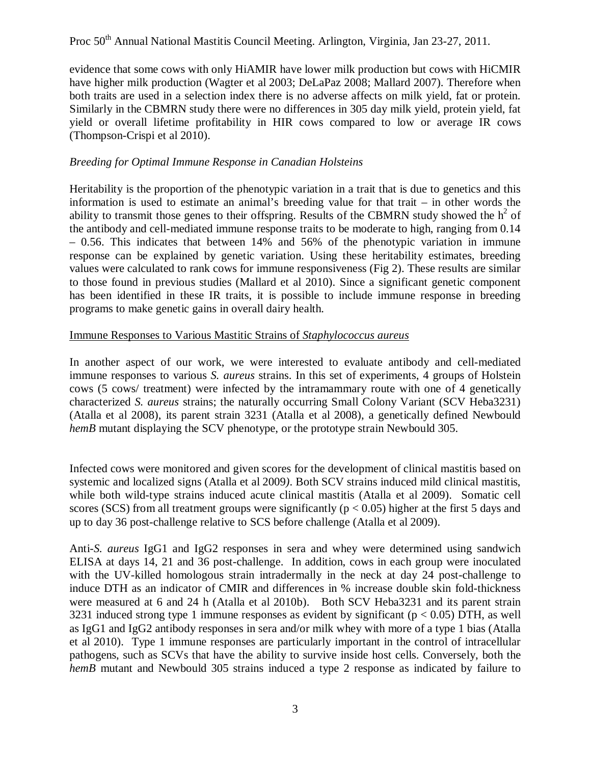evidence that some cows with only HiAMIR have lower milk production but cows with HiCMIR have higher milk production (Wagter et al 2003; DeLaPaz 2008; Mallard 2007). Therefore when both traits are used in a selection index there is no adverse affects on milk yield, fat or protein. Similarly in the CBMRN study there were no differences in 305 day milk yield, protein yield, fat yield or overall lifetime profitability in HIR cows compared to low or average IR cows (Thompson-Crispi et al 2010).

*Breeding for Optimal Immune Response in Canadian Holsteins*

Heritability is the proportion of the phenotypic variation in a trait that is due to genetics and this information is used to estimate an animal's breeding value for that trait – in other words the ability to transmit those genes to their offspring. Results of the CBMRN study showed the $h^2$ of the antibody and cell-mediated immune response traits to be moderate to high, ranging from 0.14 – 0.56. This indicates that between 14% and 56% of the phenotypic variation in immune response can be explained by genetic variation. Using these heritability estimates, breeding values were calculated to rank cows for immune responsiveness (Fig 2). These results are similar to those found in previous studies (Mallard et al 2010). Since a significant genetic component has been identified in these IR traits, it is possible to include immune response in breeding programs to make genetic gains in overall dairy health.

<u>Immune Responses to Various Mastitic Strains of *Staphylococcus aureus*</u>

In another aspect of our work, we were interested to evaluate antibody and cell-mediated immune responses to various *S. aureus* strains. In this set of experiments, 4 groups of Holstein cows (5 cows/ treatment) were infected by the intramammary route with one of 4 genetically characterized *S. aureus* strains; the naturally occurring Small Colony Variant (SCV Heba3231) (Atalla et al 2008), its parent strain 3231 (Atalla et al 2008), a genetically defined Newbould *hemB* mutant displaying the SCV phenotype, or the prototype strain Newbould 305.

Infected cows were monitored and given scores for the development of clinical mastitis based on systemic and localized signs (Atalla et al 2009). Both SCV strains induced mild clinical mastitis, while both wild-type strains induced acute clinical mastitis (Atalla et al 2009). Somatic cell scores (SCS) from all treatment groups were significantly ($p < 0.05$) higher at the first 5 days and up to day 36 post-challenge relative to SCS before challenge (Atalla et al 2009).

Anti-*S. aureus* IgG1 and IgG2 responses in sera and whey were determined using sandwich ELISA at days 14, 21 and 36 post-challenge. In addition, cows in each group were inoculated with the UV-killed homologous strain intradermally in the neck at day 24 post-challenge to induce DTH as an indicator of CMIR and differences in % increase double skin fold-thickness were measured at 6 and 24 h (Atalla et al 2010b). Both SCV Heba3231 and its parent strain 3231 induced strong type 1 immune responses as evident by significant ($p < 0.05$) DTH, as well as IgG1 and IgG2 antibody responses in sera and/or milk whey with more of a type 1 bias (Atalla et al 2010). Type 1 immune responses are particularly important in the control of intracellular pathogens, such as SCVs that have the ability to survive inside host cells. Conversely, both the *hemB* mutant and Newbould 305 strains induced a type 2 response as indicated by failure to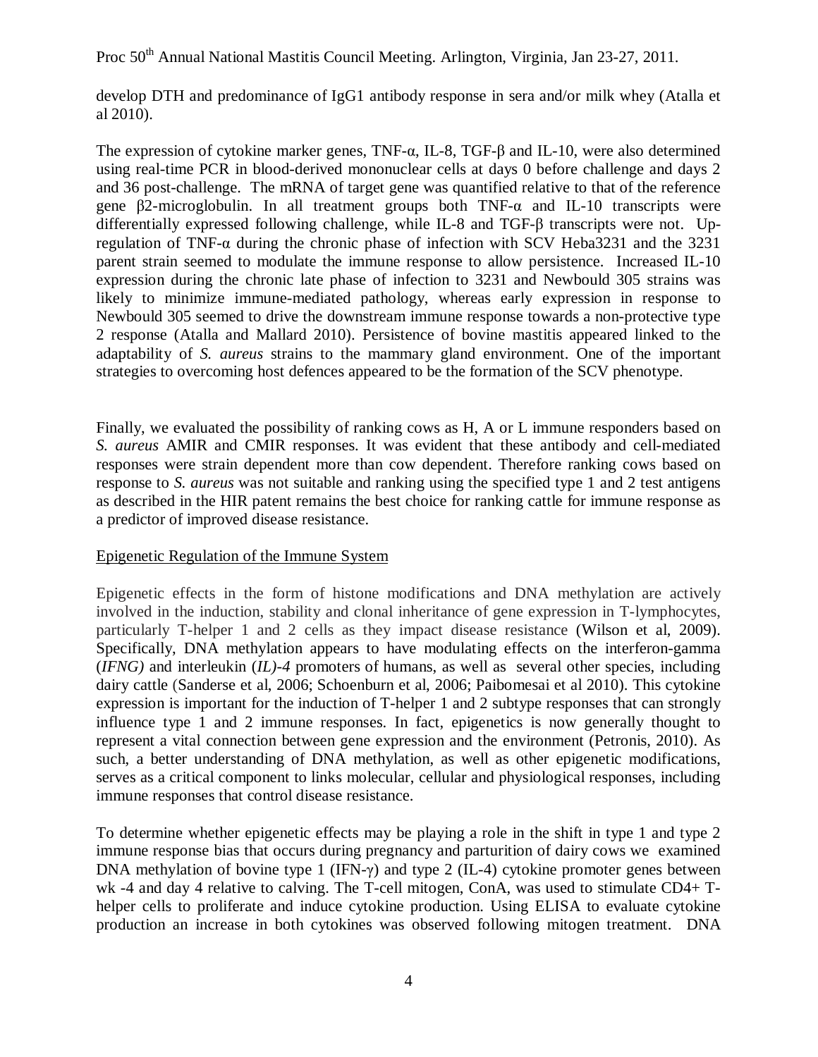develop DTH and predominance of IgG1 antibody response in sera and/or milk whey (Atalla et al 2010).

The expression of cytokine marker genes, TNF-α, IL-8, TGF-β and IL-10, were also determined using real-time PCR in blood-derived mononuclear cells at days 0 before challenge and days 2 and 36 post-challenge. The mRNA of target gene was quantified relative to that of the reference gene β2-microglobulin. In all treatment groups both TNF-α and IL-10 transcripts were differentially expressed following challenge, while IL-8 and TGF-β transcripts were not. Up-regulation of TNF-α during the chronic phase of infection with SCV Heba3231 and the 3231 parent strain seemed to modulate the immune response to allow persistence. Increased IL-10 expression during the chronic late phase of infection to 3231 and Newbould 305 strains was likely to minimize immune-mediated pathology, whereas early expression in response to Newbould 305 seemed to drive the downstream immune response towards a non-protective type 2 response (Atalla and Mallard 2010). Persistence of bovine mastitis appeared linked to the adaptability of *S. aureus* strains to the mammary gland environment. One of the important strategies to overcoming host defences appeared to be the formation of the SCV phenotype.

Finally, we evaluated the possibility of ranking cows as H, A or L immune responders based on *S. aureus* AMIR and CMIR responses. It was evident that these antibody and cell-mediated responses were strain dependent more than cow dependent. Therefore ranking cows based on response to *S. aureus* was not suitable and ranking using the specified type 1 and 2 test antigens as described in the HIR patent remains the best choice for ranking cattle for immune response as a predictor of improved disease resistance.

## Epigenetic Regulation of the Immune System

Epigenetic effects in the form of histone modifications and DNA methylation are actively involved in the induction, stability and clonal inheritance of gene expression in T-lymphocytes, particularly T-helper 1 and 2 cells as they impact disease resistance (Wilson et al, 2009). Specifically, DNA methylation appears to have modulating effects on the interferon-gamma (*IFNG)* and interleukin (*IL)-4* promoters of humans, as well as several other species, including dairy cattle (Sanderse et al, 2006; Schoenburn et al, 2006; Paibomesai et al 2010). This cytokine expression is important for the induction of T-helper 1 and 2 subtype responses that can strongly influence type 1 and 2 immune responses. In fact, epigenetics is now generally thought to represent a vital connection between gene expression and the environment (Petronis, 2010). As such, a better understanding of DNA methylation, as well as other epigenetic modifications, serves as a critical component to links molecular, cellular and physiological responses, including immune responses that control disease resistance.

To determine whether epigenetic effects may be playing a role in the shift in type 1 and type 2 immune response bias that occurs during pregnancy and parturition of dairy cows we examined DNA methylation of bovine type 1 (IFN-γ) and type 2 (IL-4) cytokine promoter genes between wk -4 and day 4 relative to calving. The T-cell mitogen, ConA, was used to stimulate CD4+ T-helper cells to proliferate and induce cytokine production. Using ELISA to evaluate cytokine production an increase in both cytokines was observed following mitogen treatment. DNA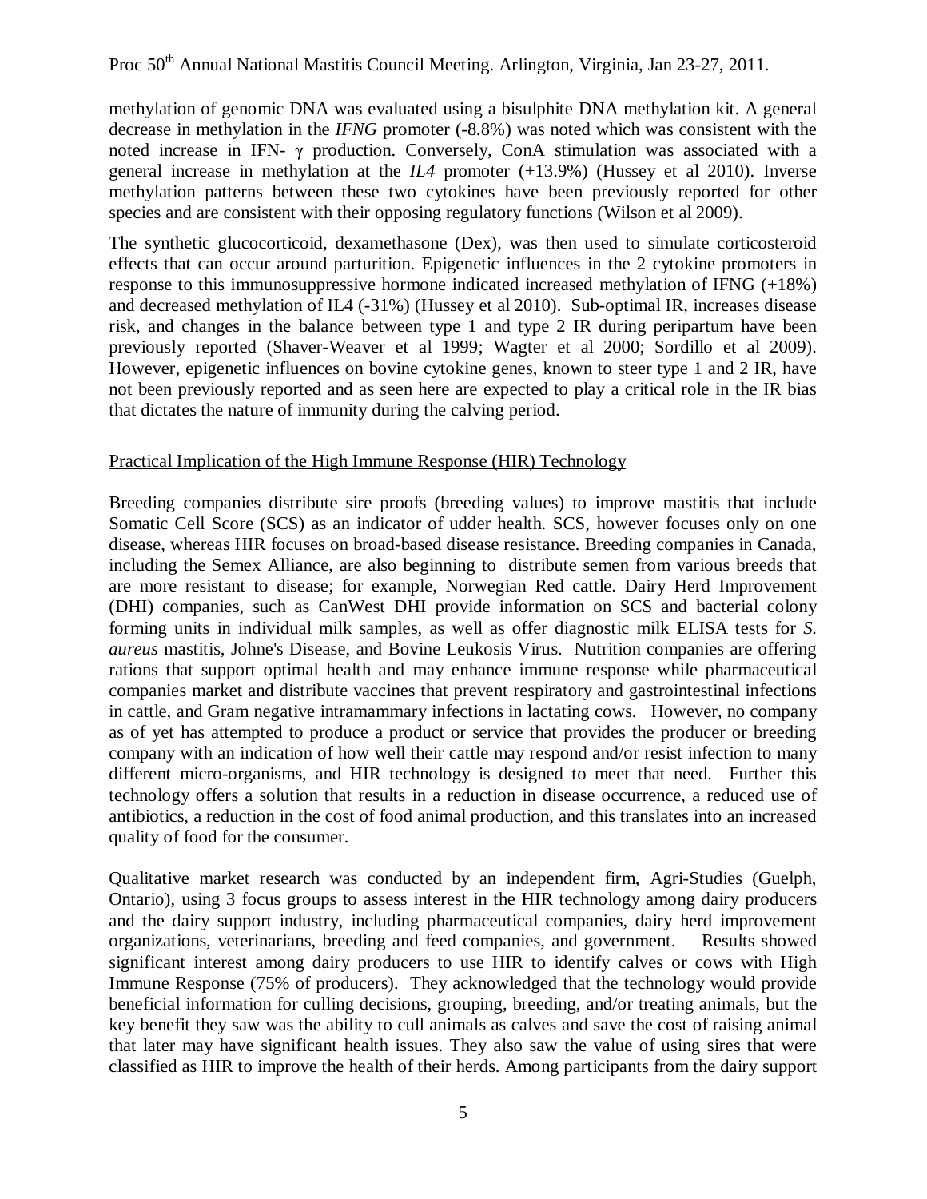methylation of genomic DNA was evaluated using a bisulphite DNA methylation kit. A general decrease in methylation in the *IFNG* promoter (-8.8%) was noted which was consistent with the noted increase in IFN- $\gamma$ production. Conversely, ConA stimulation was associated with a general increase in methylation at the *IL4* promoter (+13.9%) (Hussey et al 2010). Inverse methylation patterns between these two cytokines have been previously reported for other species and are consistent with their opposing regulatory functions (Wilson et al 2009).

The synthetic glucocorticoid, dexamethasone (Dex), was then used to simulate corticosteroid effects that can occur around parturition. Epigenetic influences in the 2 cytokine promoters in response to this immunosuppressive hormone indicated increased methylation of IFNG (+18%) and decreased methylation of IL4 (-31%) (Hussey et al 2010). Sub-optimal IR, increases disease risk, and changes in the balance between type 1 and type 2 IR during peripartum have been previously reported (Shaver-Weaver et al 1999; Wagter et al 2000; Sordillo et al 2009). However, epigenetic influences on bovine cytokine genes, known to steer type 1 and 2 IR, have not been previously reported and as seen here are expected to play a critical role in the IR bias that dictates the nature of immunity during the calving period.

## Practical Implication of the High Immune Response (HIR) Technology

Breeding companies distribute sire proofs (breeding values) to improve mastitis that include Somatic Cell Score (SCS) as an indicator of udder health. SCS, however focuses only on one disease, whereas HIR focuses on broad-based disease resistance. Breeding companies in Canada, including the Semex Alliance, are also beginning to distribute semen from various breeds that are more resistant to disease; for example, Norwegian Red cattle. Dairy Herd Improvement (DHI) companies, such as CanWest DHI provide information on SCS and bacterial colony forming units in individual milk samples, as well as offer diagnostic milk ELISA tests for *S. aureus* mastitis, Johne's Disease, and Bovine Leukosis Virus. Nutrition companies are offering rations that support optimal health and may enhance immune response while pharmaceutical companies market and distribute vaccines that prevent respiratory and gastrointestinal infections in cattle, and Gram negative intramammary infections in lactating cows. However, no company as of yet has attempted to produce a product or service that provides the producer or breeding company with an indication of how well their cattle may respond and/or resist infection to many different micro-organisms, and HIR technology is designed to meet that need. Further this technology offers a solution that results in a reduction in disease occurrence, a reduced use of antibiotics, a reduction in the cost of food animal production, and this translates into an increased quality of food for the consumer.

Qualitative market research was conducted by an independent firm, Agri-Studies (Guelph, Ontario), using 3 focus groups to assess interest in the HIR technology among dairy producers and the dairy support industry, including pharmaceutical companies, dairy herd improvement organizations, veterinarians, breeding and feed companies, and government. Results showed significant interest among dairy producers to use HIR to identify calves or cows with High Immune Response (75% of producers). They acknowledged that the technology would provide beneficial information for culling decisions, grouping, breeding, and/or treating animals, but the key benefit they saw was the ability to cull animals as calves and save the cost of raising animal that later may have significant health issues. They also saw the value of using sires that were classified as HIR to improve the health of their herds. Among participants from the dairy support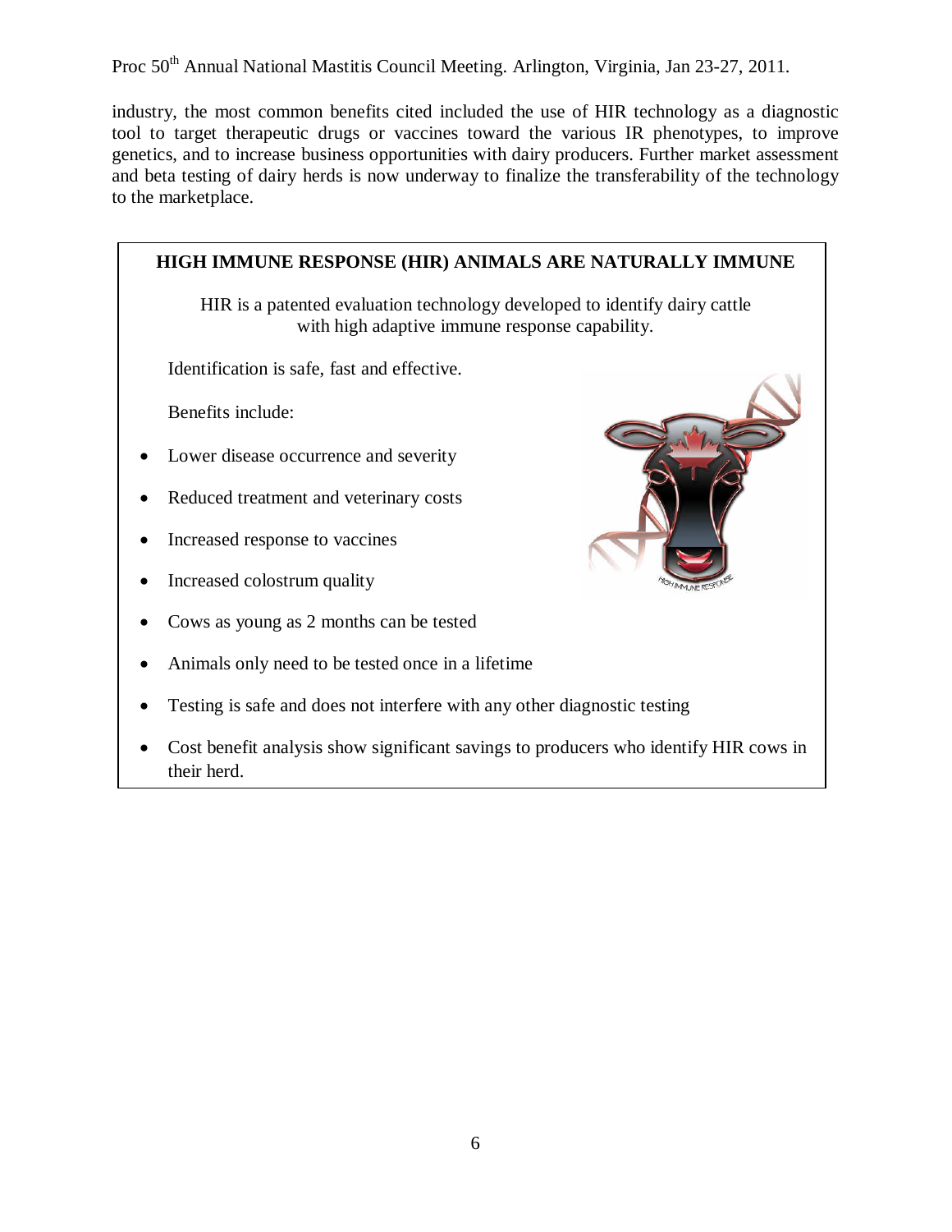industry, the most common benefits cited included the use of HIR technology as a diagnostic tool to target therapeutic drugs or vaccines toward the various IR phenotypes, to improve genetics, and to increase business opportunities with dairy producers. Further market assessment and beta testing of dairy herds is now underway to finalize the transferability of the technology to the marketplace.

**HIGH IMMUNE RESPONSE (HIR) ANIMALS ARE NATURALLY IMMUNE**

HIR is a patented evaluation technology developed to identify dairy cattle with high adaptive immune response capability.

Identification is safe, fast and effective.

Benefits include:

- Lower disease occurrence and severity
- Reduced treatment and veterinary costs
- Increased response to vaccines
- Increased colostrum quality
- Cows as young as 2 months can be tested
- Animals only need to be tested once in a lifetime
- Testing is safe and does not interfere with any other diagnostic testing
- Cost benefit analysis show significant savings to producers who identify HIR cows in their herd.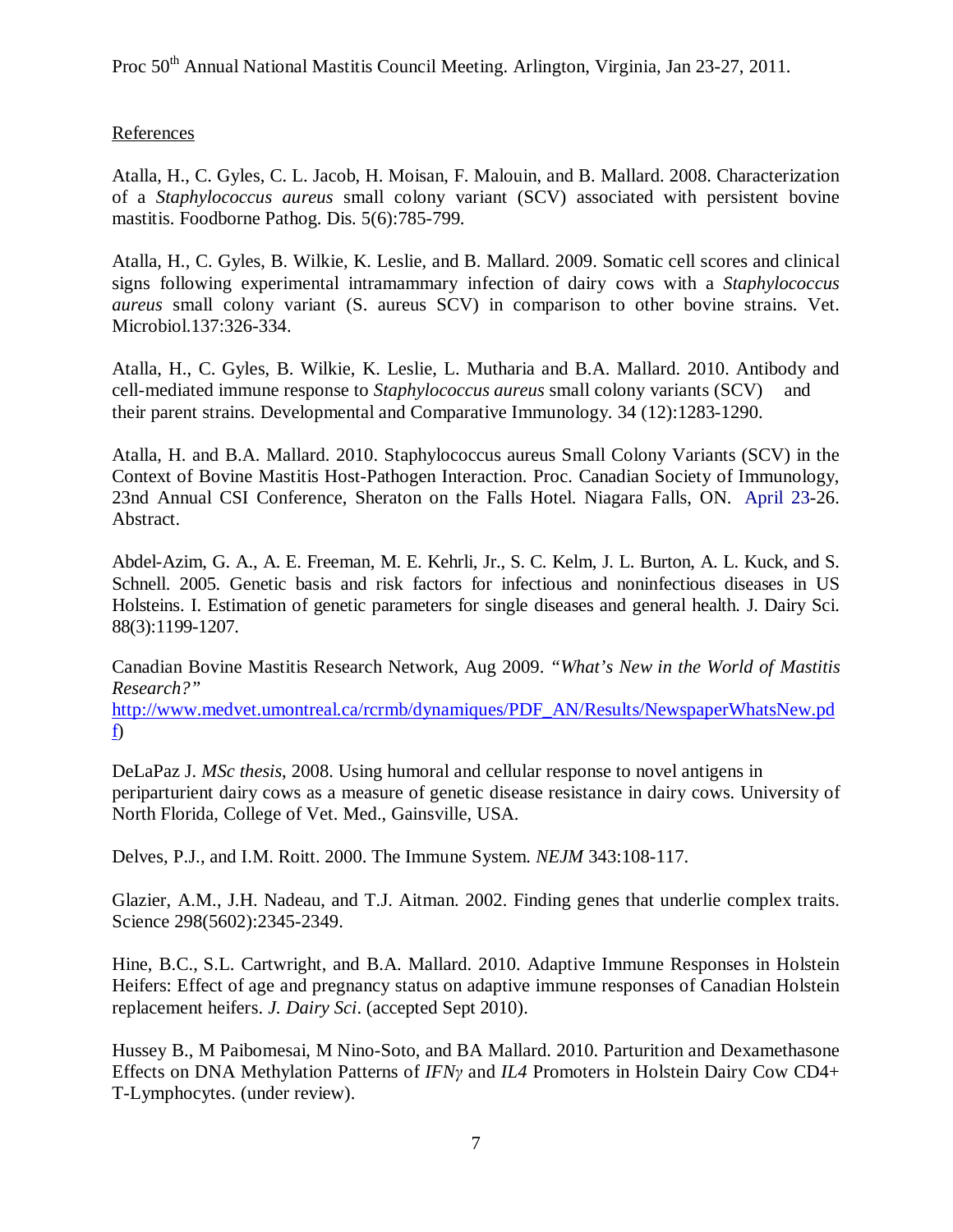References

Atalla, H., C. Gyles, C. L. Jacob, H. Moisan, F. Malouin, and B. Mallard. 2008. Characterization of a *Staphylococcus aureus* small colony variant (SCV) associated with persistent bovine mastitis. Foodborne Pathog. Dis. 5(6):785-799.

Atalla, H., C. Gyles, B. Wilkie, K. Leslie, and B. Mallard. 2009. Somatic cell scores and clinical signs following experimental intramammary infection of dairy cows with a *Staphylococcus aureus* small colony variant (S. aureus SCV) in comparison to other bovine strains. Vet. Microbiol.137:326-334.

Atalla, H., C. Gyles, B. Wilkie, K. Leslie, L. Mutharia and B.A. Mallard. 2010. Antibody and cell-mediated immune response to *Staphylococcus aureus* small colony variants (SCV) and their parent strains. Developmental and Comparative Immunology. 34 (12):1283-1290.

Atalla, H. and B.A. Mallard. 2010. Staphylococcus aureus Small Colony Variants (SCV) in the Context of Bovine Mastitis Host-Pathogen Interaction. Proc. Canadian Society of Immunology, 23nd Annual CSI Conference, Sheraton on the Falls Hotel. Niagara Falls, ON. April 23-26. Abstract.

Abdel-Azim, G. A., A. E. Freeman, M. E. Kehrli, Jr., S. C. Kelm, J. L. Burton, A. L. Kuck, and S. Schnell. 2005. Genetic basis and risk factors for infectious and noninfectious diseases in US Holsteins. I. Estimation of genetic parameters for single diseases and general health. J. Dairy Sci. 88(3):1199-1207.

Canadian Bovine Mastitis Research Network, Aug 2009. *"What's New in the World of Mastitis Research?"* http://www.medvet.umontreal.ca/rcrmb/dynamiques/PDF_AN/Results/NewspaperWhatsNew.pdf)

DeLaPaz J. *MSc thesis*, 2008. Using humoral and cellular response to novel antigens in periparturient dairy cows as a measure of genetic disease resistance in dairy cows. University of North Florida, College of Vet. Med., Gainsville, USA.

Delves, P.J., and I.M. Roitt. 2000. The Immune System. *NEJM* 343:108-117.

Glazier, A.M., J.H. Nadeau, and T.J. Aitman. 2002. Finding genes that underlie complex traits. Science 298(5602):2345-2349.

Hine, B.C., S.L. Cartwright, and B.A. Mallard. 2010. Adaptive Immune Responses in Holstein Heifers: Effect of age and pregnancy status on adaptive immune responses of Canadian Holstein replacement heifers. *J. Dairy Sci*. (accepted Sept 2010).

Hussey B., M Paibomesai, M Nino-Soto, and BA Mallard. 2010. Parturition and Dexamethasone Effects on DNA Methylation Patterns of *IFNγ* and *IL4* Promoters in Holstein Dairy Cow CD4+ T-Lymphocytes. (under review).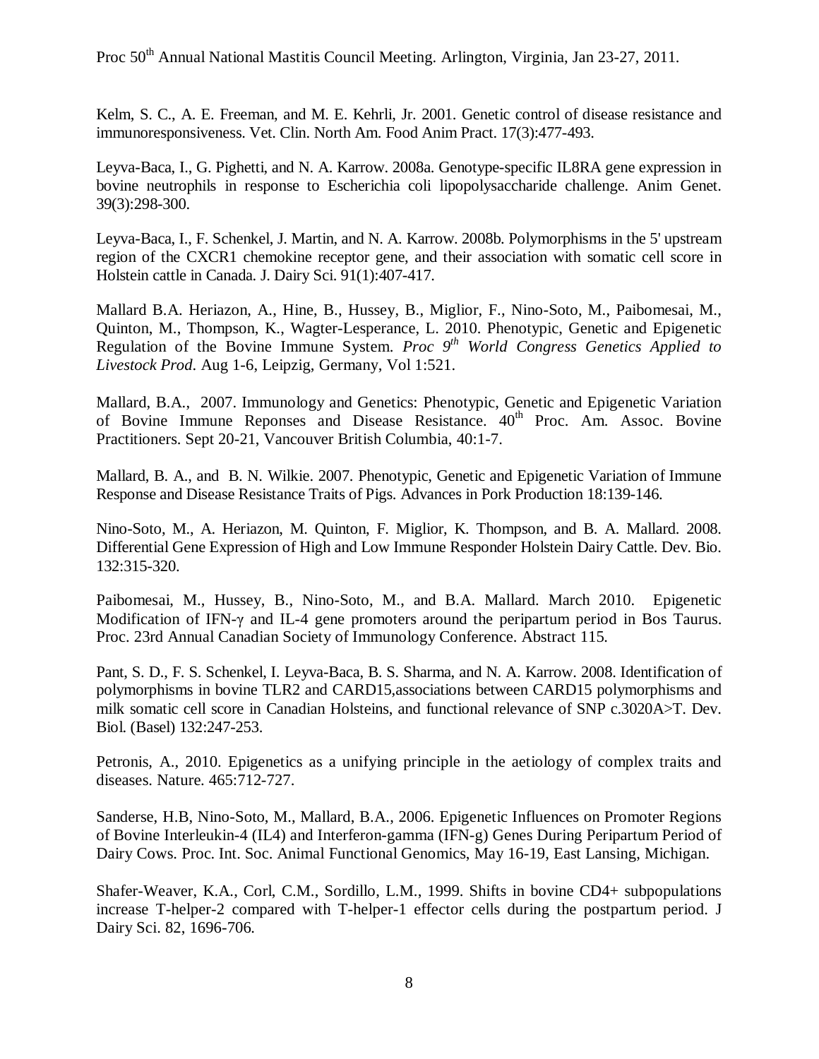Kelm, S. C., A. E. Freeman, and M. E. Kehrli, Jr. 2001. Genetic control of disease resistance and immunoresponsiveness. Vet. Clin. North Am. Food Anim Pract. 17(3):477-493.

Leyva-Baca, I., G. Pighetti, and N. A. Karrow. 2008a. Genotype-specific IL8RA gene expression in bovine neutrophils in response to Escherichia coli lipopolysaccharide challenge. Anim Genet. 39(3):298-300.

Leyva-Baca, I., F. Schenkel, J. Martin, and N. A. Karrow. 2008b. Polymorphisms in the 5' upstream region of the CXCR1 chemokine receptor gene, and their association with somatic cell score in Holstein cattle in Canada. J. Dairy Sci. 91(1):407-417.

Mallard B.A. Heriazon, A., Hine, B., Hussey, B., Miglior, F., Nino-Soto, M., Paibomesai, M., Quinton, M., Thompson, K., Wagter-Lesperance, L. 2010. Phenotypic, Genetic and Epigenetic Regulation of the Bovine Immune System. *Proc 9th World Congress Genetics Applied to Livestock Prod*. Aug 1-6, Leipzig, Germany, Vol 1:521.

Mallard, B.A., 2007. Immunology and Genetics: Phenotypic, Genetic and Epigenetic Variation of Bovine Immune Reponses and Disease Resistance. 40th Proc. Am. Assoc. Bovine Practitioners. Sept 20-21, Vancouver British Columbia, 40:1-7.

Mallard, B. A., and B. N. Wilkie. 2007. Phenotypic, Genetic and Epigenetic Variation of Immune Response and Disease Resistance Traits of Pigs. Advances in Pork Production 18:139-146.

Nino-Soto, M., A. Heriazon, M. Quinton, F. Miglior, K. Thompson, and B. A. Mallard. 2008. Differential Gene Expression of High and Low Immune Responder Holstein Dairy Cattle. Dev. Bio. 132:315-320.

Paibomesai, M., Hussey, B., Nino-Soto, M., and B.A. Mallard. March 2010. Epigenetic Modification of IFN-γ and IL-4 gene promoters around the peripartum period in Bos Taurus. Proc. 23rd Annual Canadian Society of Immunology Conference. Abstract 115.

Pant, S. D., F. S. Schenkel, I. Leyva-Baca, B. S. Sharma, and N. A. Karrow. 2008. Identification of polymorphisms in bovine TLR2 and CARD15,associations between CARD15 polymorphisms and milk somatic cell score in Canadian Holsteins, and functional relevance of SNP c.3020A>T. Dev. Biol. (Basel) 132:247-253.

Petronis, A., 2010. Epigenetics as a unifying principle in the aetiology of complex traits and diseases. Nature. 465:712-727.

Sanderse, H.B, Nino-Soto, M., Mallard, B.A., 2006. Epigenetic Influences on Promoter Regions of Bovine Interleukin-4 (IL4) and Interferon-gamma (IFN-g) Genes During Peripartum Period of Dairy Cows. Proc. Int. Soc. Animal Functional Genomics, May 16-19, East Lansing, Michigan.

Shafer-Weaver, K.A., Corl, C.M., Sordillo, L.M., 1999. Shifts in bovine CD4+ subpopulations increase T-helper-2 compared with T-helper-1 effector cells during the postpartum period. J Dairy Sci. 82, 1696-706.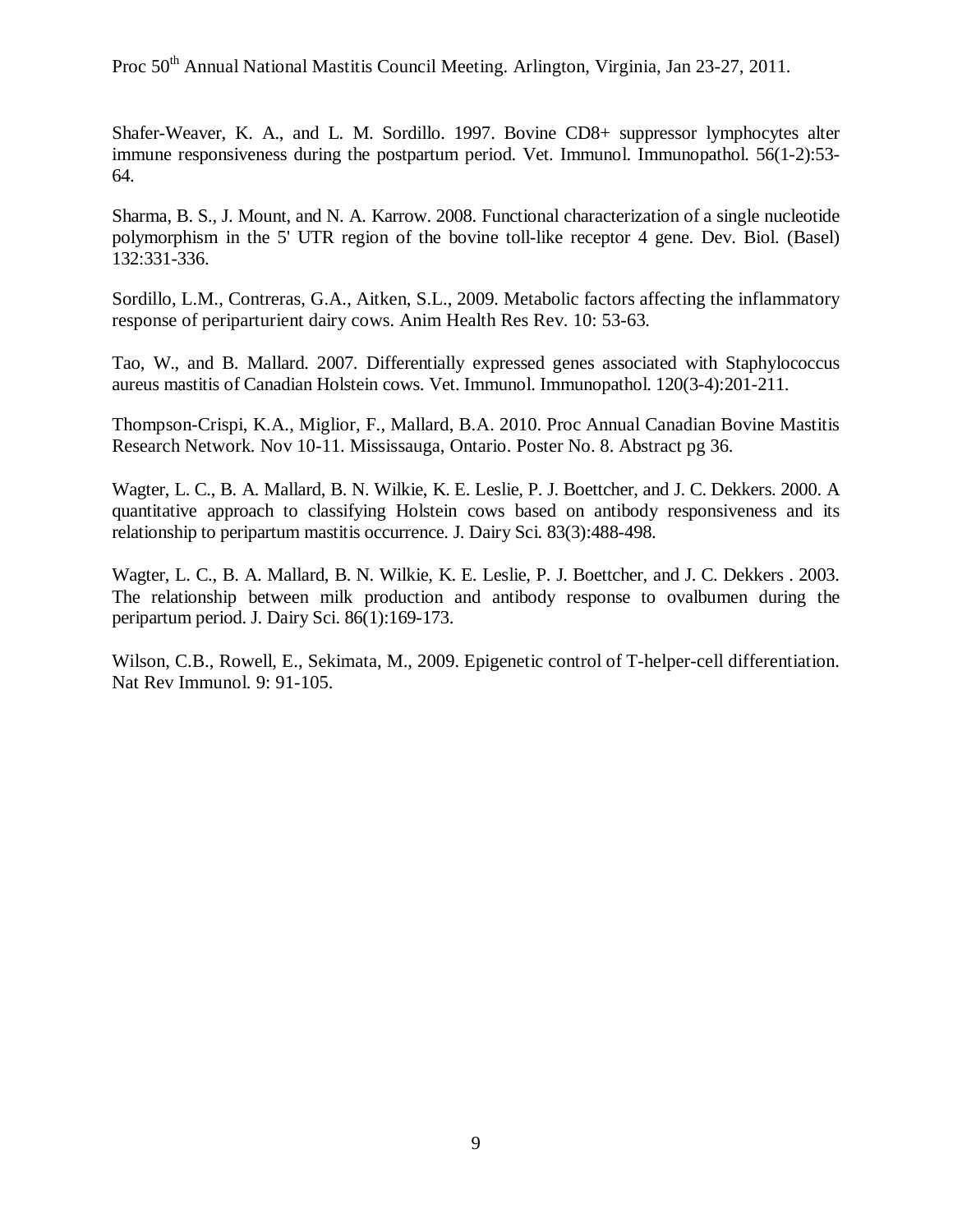Shafer-Weaver, K. A., and L. M. Sordillo. 1997. Bovine CD8+ suppressor lymphocytes alter immune responsiveness during the postpartum period. Vet. Immunol. Immunopathol. 56(1-2):53-64.

Sharma, B. S., J. Mount, and N. A. Karrow. 2008. Functional characterization of a single nucleotide polymorphism in the 5' UTR region of the bovine toll-like receptor 4 gene. Dev. Biol. (Basel) 132:331-336.

Sordillo, L.M., Contreras, G.A., Aitken, S.L., 2009. Metabolic factors affecting the inflammatory response of periparturient dairy cows. Anim Health Res Rev. 10: 53-63.

Tao, W., and B. Mallard. 2007. Differentially expressed genes associated with Staphylococcus aureus mastitis of Canadian Holstein cows. Vet. Immunol. Immunopathol. 120(3-4):201-211.

Thompson-Crispi, K.A., Miglior, F., Mallard, B.A. 2010. Proc Annual Canadian Bovine Mastitis Research Network. Nov 10-11. Mississauga, Ontario. Poster No. 8. Abstract pg 36.

Wagter, L. C., B. A. Mallard, B. N. Wilkie, K. E. Leslie, P. J. Boettcher, and J. C. Dekkers. 2000. A quantitative approach to classifying Holstein cows based on antibody responsiveness and its relationship to peripartum mastitis occurrence. J. Dairy Sci. 83(3):488-498.

Wagter, L. C., B. A. Mallard, B. N. Wilkie, K. E. Leslie, P. J. Boettcher, and J. C. Dekkers . 2003. The relationship between milk production and antibody response to ovalbumen during the peripartum period. J. Dairy Sci. 86(1):169-173.

Wilson, C.B., Rowell, E., Sekimata, M., 2009. Epigenetic control of T-helper-cell differentiation. Nat Rev Immunol. 9: 91-105.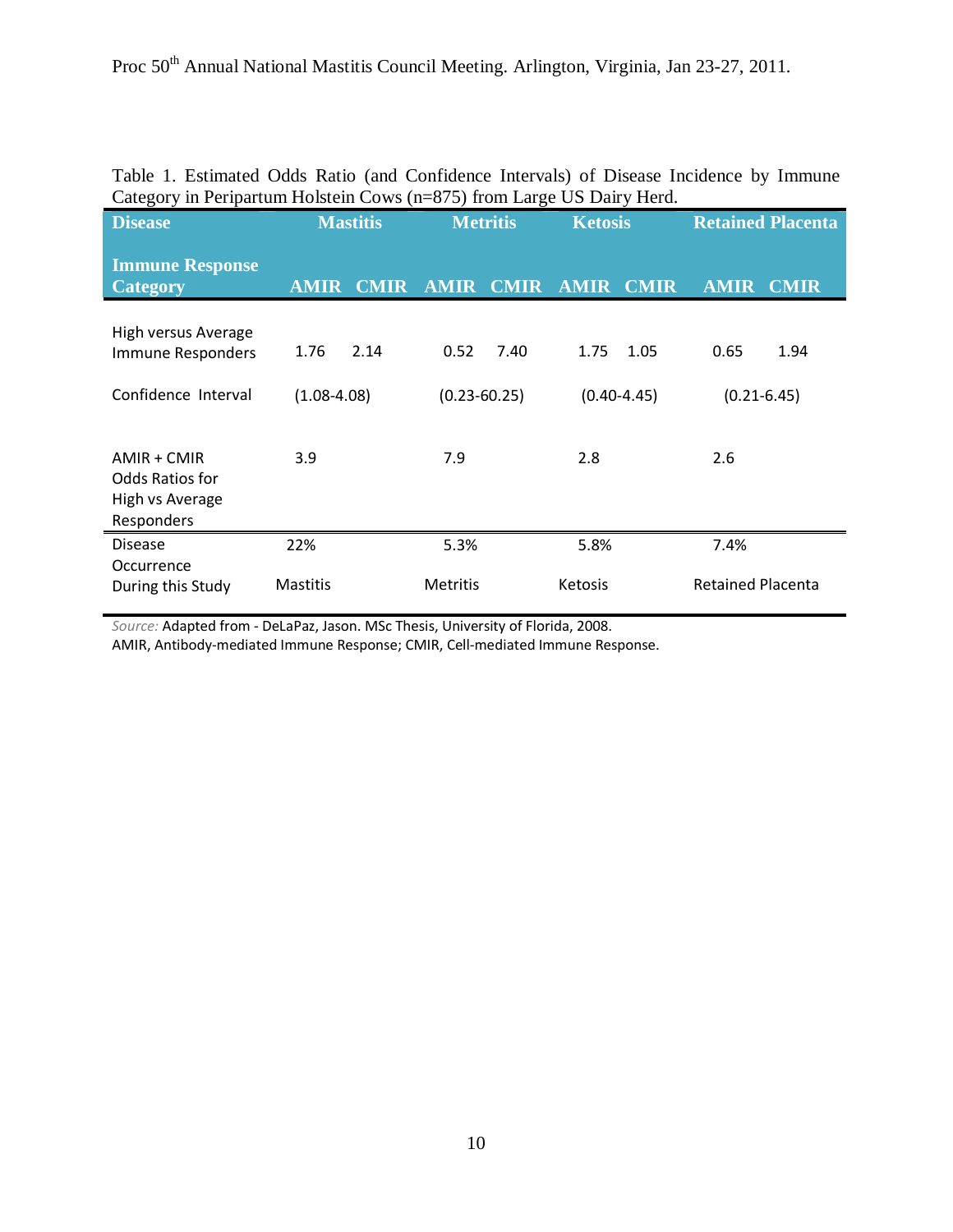Table 1. Estimated Odds Ratio (and Confidence Intervals) of Disease Incidence by Immune Category in Peripartum Holstein Cows (n=875) from Large US Dairy Herd.

| Disease | Mastitis | | Metritis | | Ketosis | | Retained Placenta | |
|---|---|---|---|---|---|---|---|---|
| Immune Response Category | AMIR | CMIR | AMIR | CMIR | AMIR | CMIR | AMIR | CMIR |
| High versus Average Immune Responders | 1.76 | 2.14 | 0.52 | 7.40 | 1.75 | 1.05 | 0.65 | 1.94 |
| Confidence Interval | (1.08-4.08) | | (0.23-60.25) | | (0.40-4.45) | | (0.21-6.45) | |
| AMIR + CMIR Odds Ratios for High vs Average Responders | 3.9 | | 7.9 | | 2.8 | | 2.6 | |
| Disease Occurrence During this Study | 22% Mastitis | | 5.3% Metritis | | 5.8% Ketosis | | 7.4% Retained Placenta | |

*Source:* Adapted from - DeLaPaz, Jason. MSc Thesis, University of Florida, 2008.
AMIR, Antibody-mediated Immune Response; CMIR, Cell-mediated Immune Response.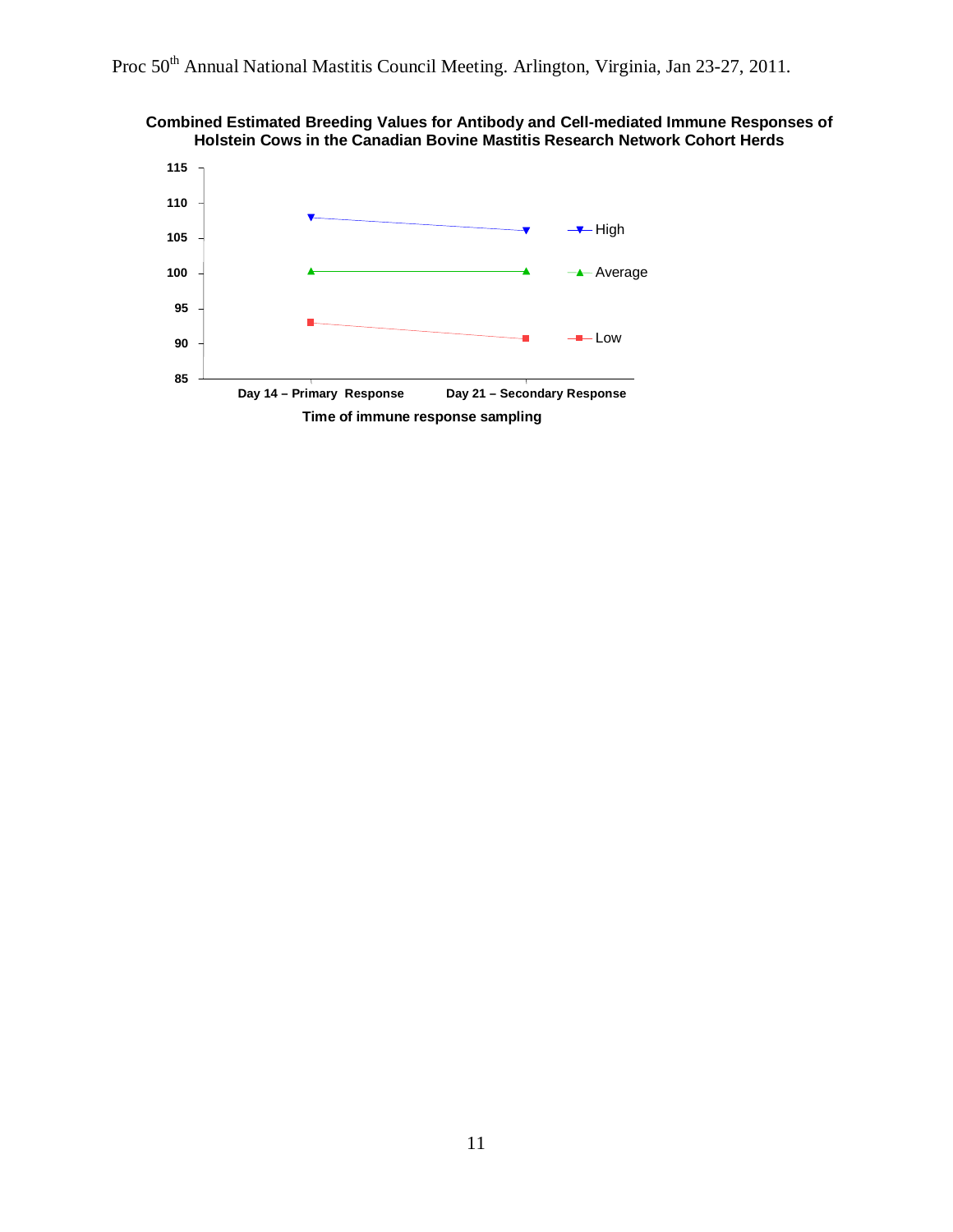**Combined Estimated Breeding Values for Antibody and Cell-mediated Immune Responses of Holstein Cows in the Canadian Bovine Mastitis Research Network Cohort Herds**

115
110
105
100
95
90
85

High
Average
Low

Day 14 – Primary Response
Day 21 – Secondary Response

Time of immune response sampling